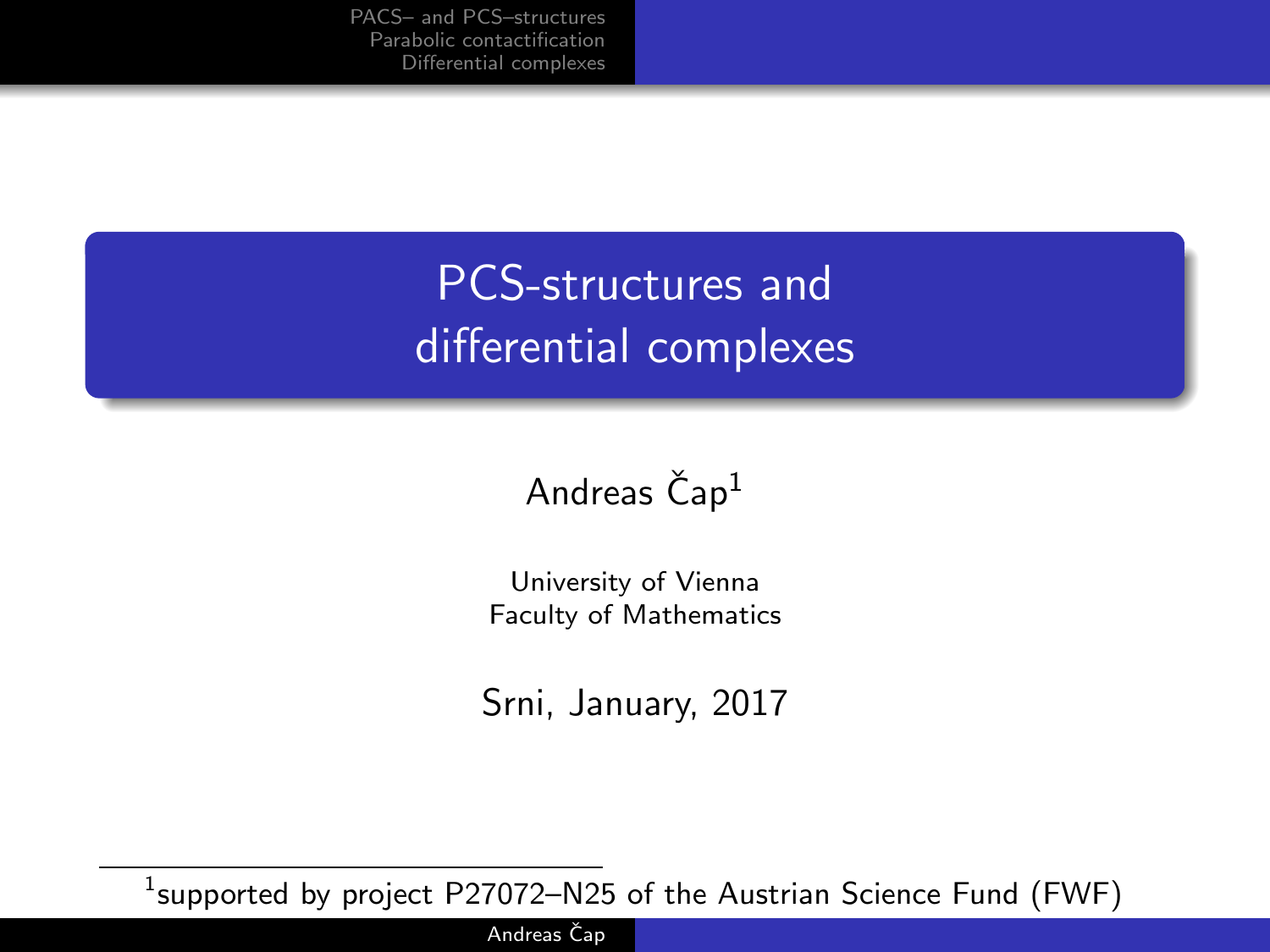# PCS-structures and differential complexes

Andreas Čap[1]

University of Vienna
Faculty of Mathematics

Srni, January, 2017

[1] supported by project P27072–N25 of the Austrian Science Fund (FWF)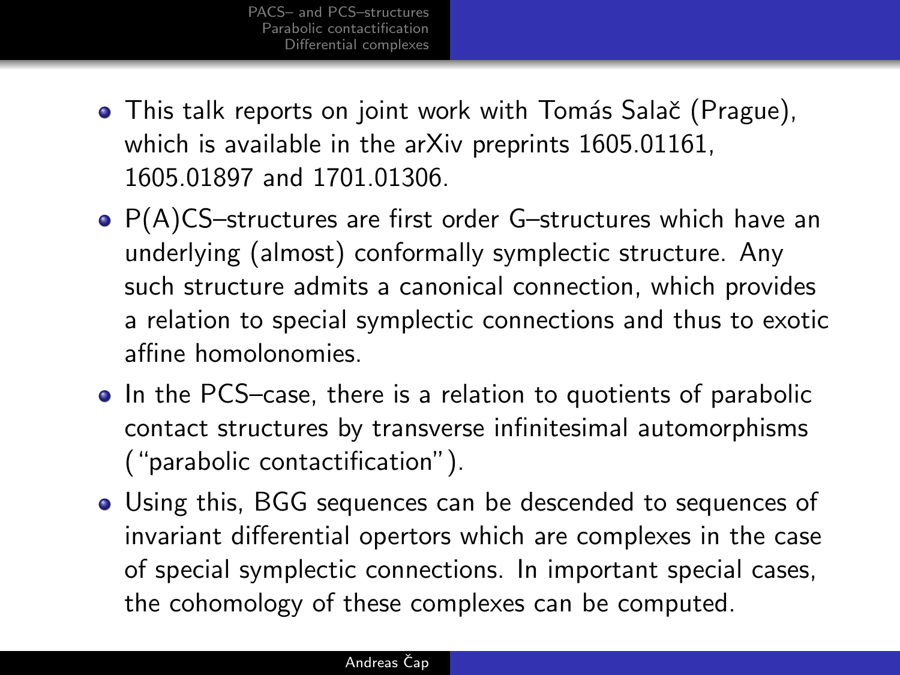- This talk reports on joint work with Tomás Salač (Prague), which is available in the arXiv preprints 1605.01161, 1605.01897 and 1701.01306.
- P(A)CS–structures are first order G–structures which have an underlying (almost) conformally symplectic structure. Any such structure admits a canonical connection, which provides a relation to special symplectic connections and thus to exotic affine homolonomies.
- In the PCS–case, there is a relation to quotients of parabolic contact structures by transverse infinitesimal automorphisms ("parabolic contactification").
- Using this, BGG sequences can be descended to sequences of invariant differential opertors which are complexes in the case of special symplectic connections. In important special cases, the cohomology of these complexes can be computed.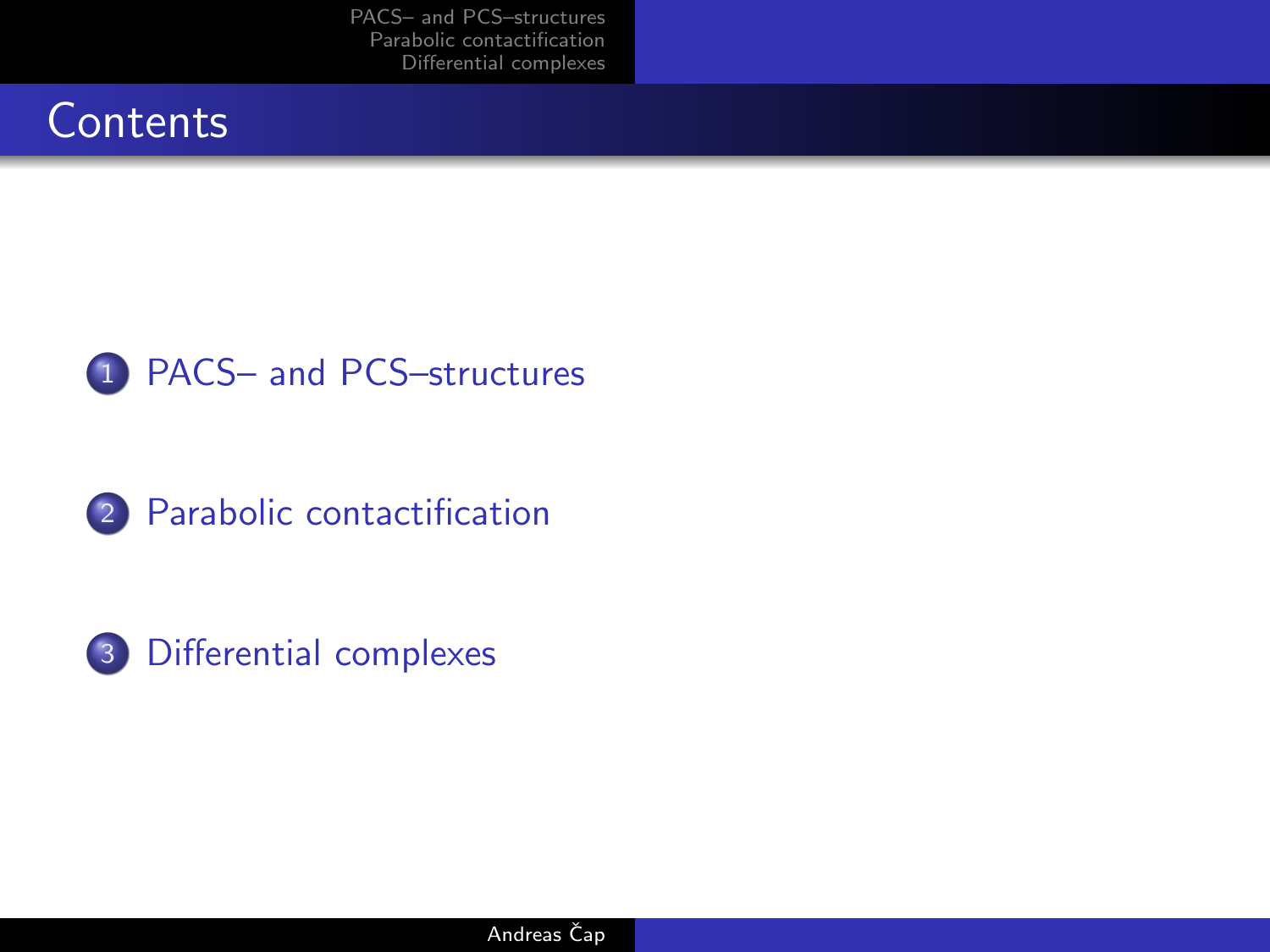# Contents

1. PACS– and PCS–structures
2. Parabolic contactification
3. Differential complexes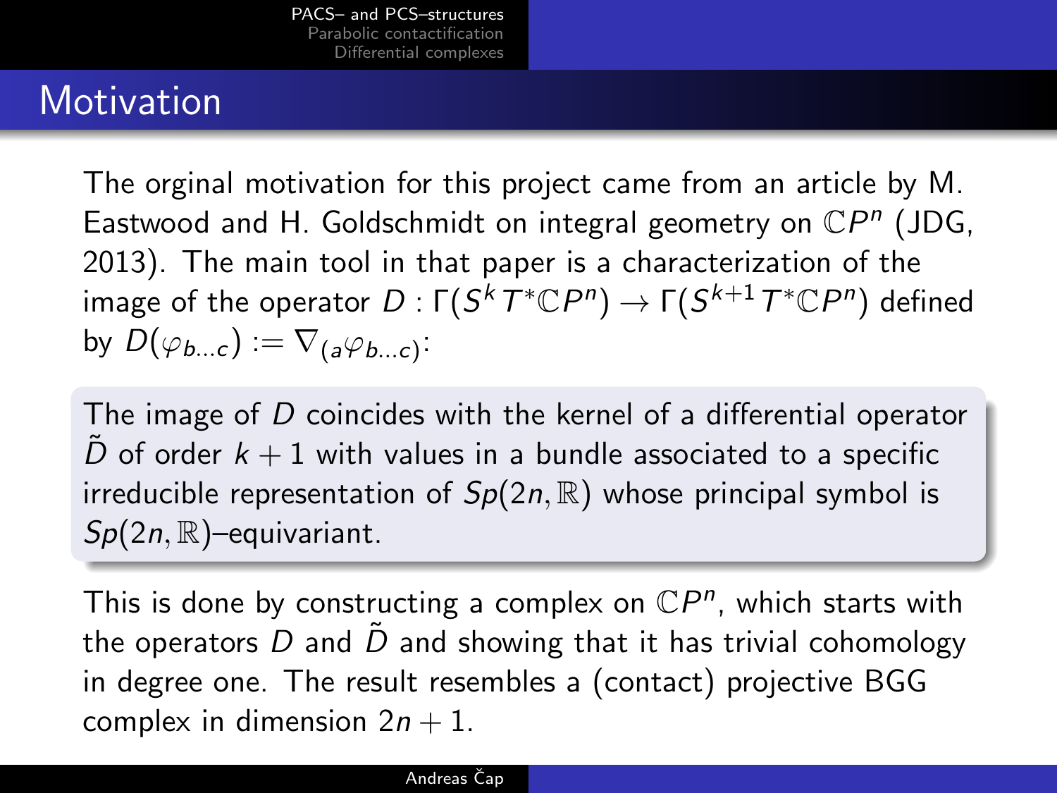# Motivation

The orginal motivation for this project came from an article by M. Eastwood and H. Goldschmidt on integral geometry on $\mathbb{C}P^n$ (JDG, 2013). The main tool in that paper is a characterization of the image of the operator $D : \Gamma(S^k T^*\mathbb{C}P^n) \to \Gamma(S^{k+1} T^*\mathbb{C}P^n)$ defined by $D(\varphi_{b\ldots c}) := \nabla_{(a}\varphi_{b\ldots c)}$:

> The image of $D$ coincides with the kernel of a differential operator $\tilde{D}$ of order $k+1$ with values in a bundle associated to a specific irreducible representation of $Sp(2n, \mathbb{R})$ whose principal symbol is $Sp(2n, \mathbb{R})$–equivariant.

This is done by constructing a complex on $\mathbb{C}P^n$, which starts with the operators $D$ and $\tilde{D}$ and showing that it has trivial cohomology in degree one. The result resembles a (contact) projective BGG complex in dimension $2n + 1$.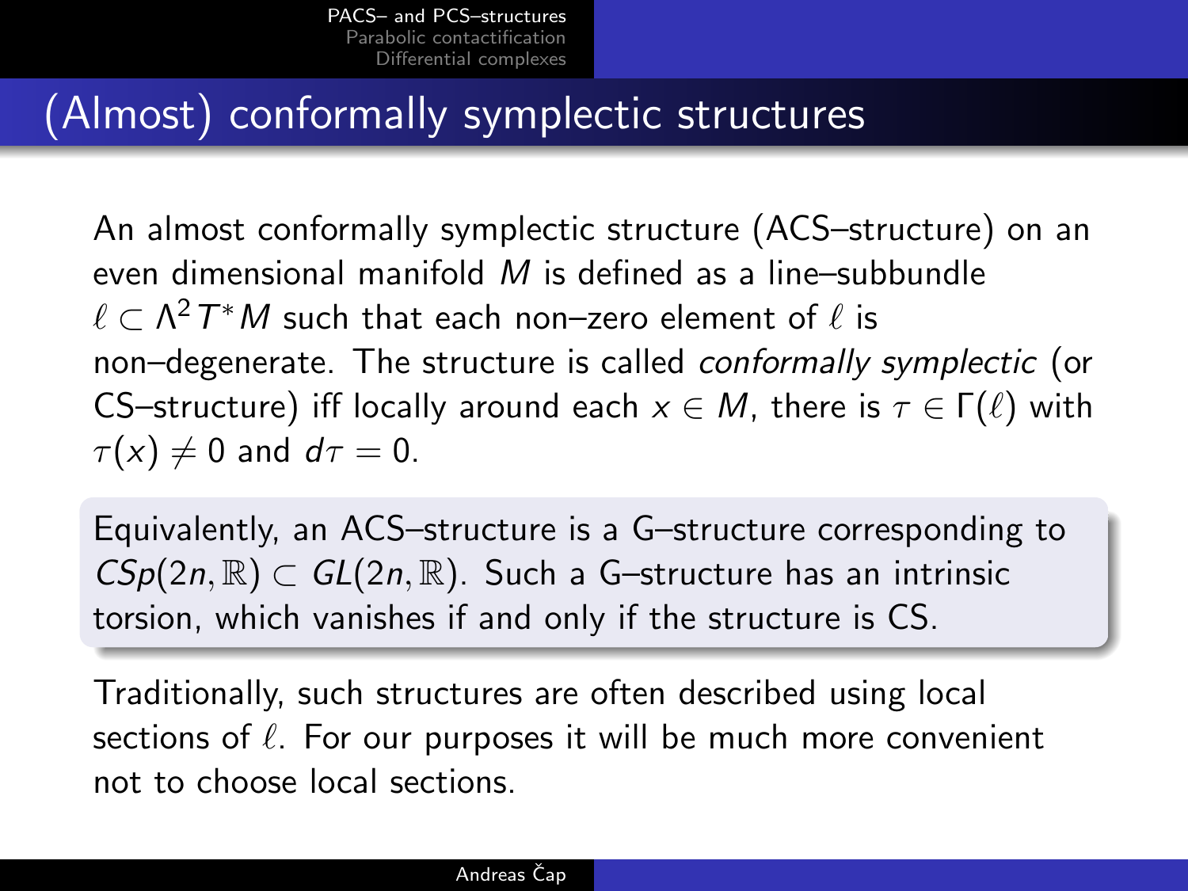# (Almost) conformally symplectic structures

An almost conformally symplectic structure (ACS–structure) on an even dimensional manifold $M$ is defined as a line–subbundle $\ell \subset \Lambda^2 T^*M$ such that each non–zero element of $\ell$ is non–degenerate. The structure is called *conformally symplectic* (or CS–structure) iff locally around each $x \in M$, there is $\tau \in \Gamma(\ell)$ with $\tau(x) \neq 0$ and $d\tau = 0$.

Equivalently, an ACS–structure is a G–structure corresponding to $CSp(2n, \mathbb{R}) \subset GL(2n, \mathbb{R})$. Such a G–structure has an intrinsic torsion, which vanishes if and only if the structure is CS.

Traditionally, such structures are often described using local sections of $\ell$. For our purposes it will be much more convenient not to choose local sections.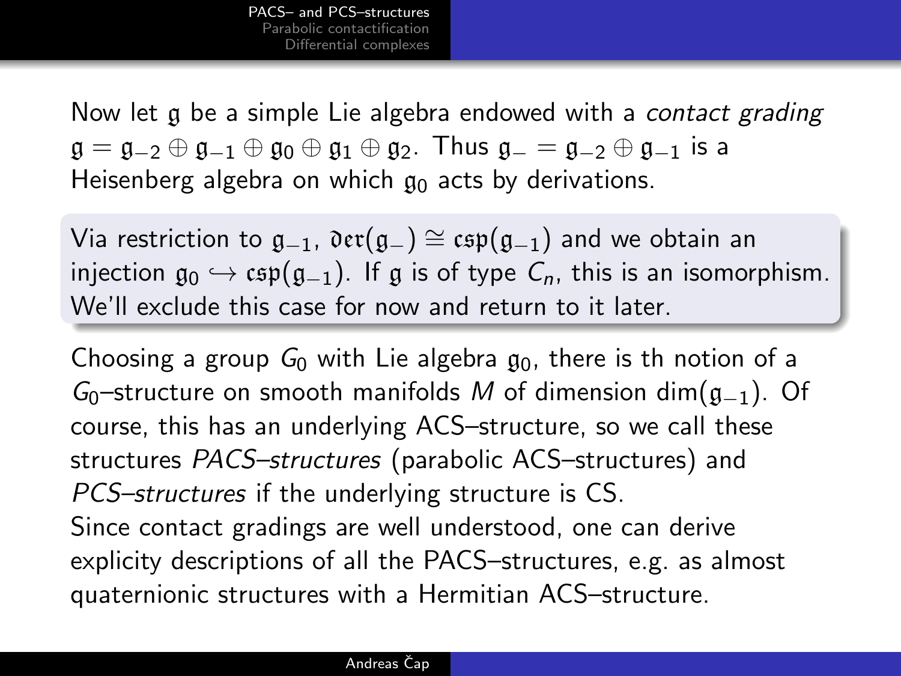Now let $\mathfrak{g}$ be a simple Lie algebra endowed with a *contact grading* $\mathfrak{g} = \mathfrak{g}_{-2} \oplus \mathfrak{g}_{-1} \oplus \mathfrak{g}_0 \oplus \mathfrak{g}_1 \oplus \mathfrak{g}_2$. Thus $\mathfrak{g}_- = \mathfrak{g}_{-2} \oplus \mathfrak{g}_{-1}$ is a Heisenberg algebra on which $\mathfrak{g}_0$ acts by derivations.

Via restriction to $\mathfrak{g}_{-1}$, $\mathfrak{der}(\mathfrak{g}_-) \cong \mathfrak{csp}(\mathfrak{g}_{-1})$ and we obtain an injection $\mathfrak{g}_0 \hookrightarrow \mathfrak{csp}(\mathfrak{g}_{-1})$. If $\mathfrak{g}$ is of type $C_n$, this is an isomorphism. We'll exclude this case for now and return to it later.

Choosing a group $G_0$ with Lie algebra $\mathfrak{g}_0$, there is th notion of a $G_0$–structure on smooth manifolds $M$ of dimension $\dim(\mathfrak{g}_{-1})$. Of course, this has an underlying ACS–structure, so we call these structures *PACS–structures* (parabolic ACS–structures) and *PCS–structures* if the underlying structure is CS.

Since contact gradings are well understood, one can derive explicity descriptions of all the PACS–structures, e.g. as almost quaternionic structures with a Hermitian ACS–structure.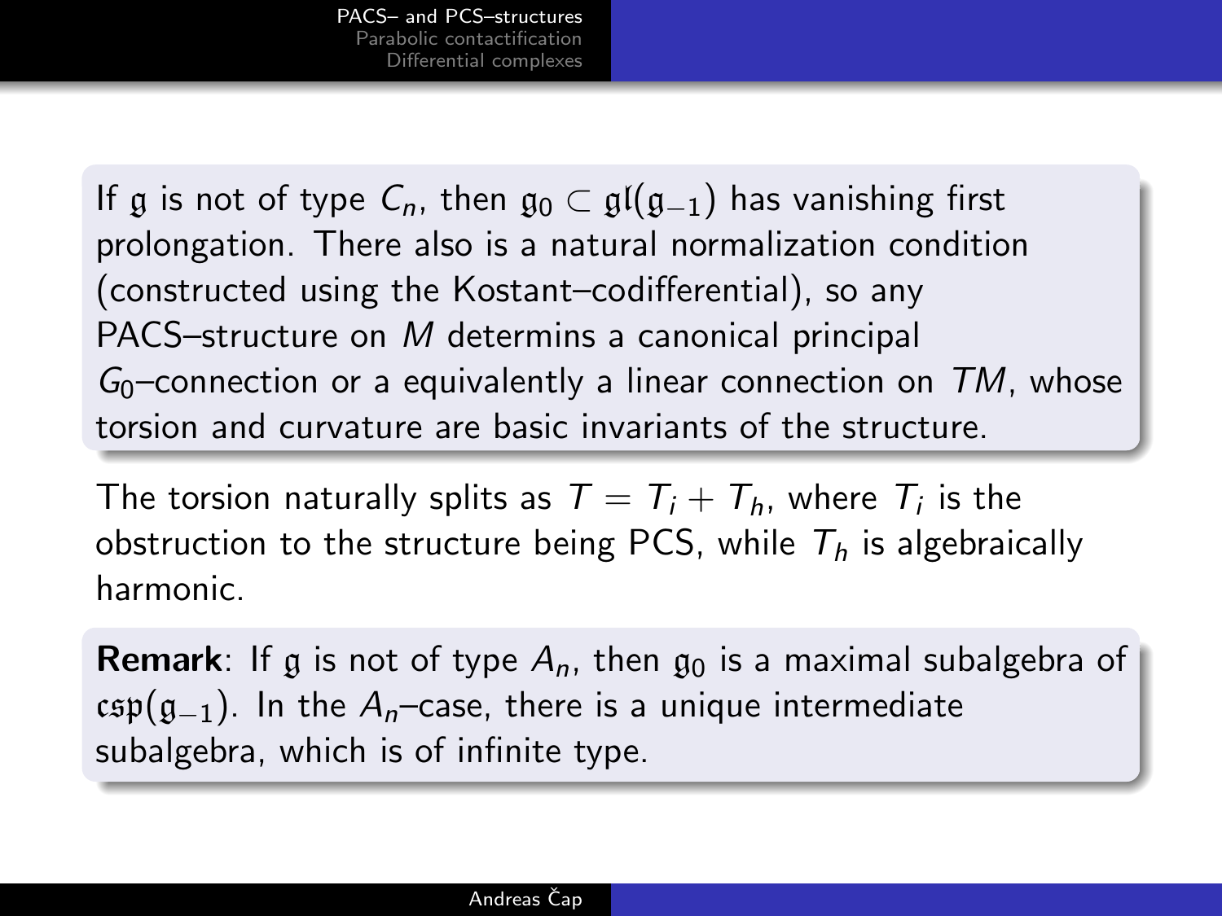If $\mathfrak{g}$ is not of type $C_n$, then $\mathfrak{g}_0 \subset \mathfrak{gl}(\mathfrak{g}_{-1})$ has vanishing first prolongation. There also is a natural normalization condition (constructed using the Kostant–codifferential), so any PACS–structure on $M$ determins a canonical principal $G_0$–connection or a equivalently a linear connection on $TM$, whose torsion and curvature are basic invariants of the structure.

The torsion naturally splits as $T = T_i + T_h$, where $T_i$ is the obstruction to the structure being PCS, while $T_h$ is algebraically harmonic.

**Remark**: If $\mathfrak{g}$ is not of type $A_n$, then $\mathfrak{g}_0$ is a maximal subalgebra of $\mathfrak{csp}(\mathfrak{g}_{-1})$. In the $A_n$–case, there is a unique intermediate subalgebra, which is of infinite type.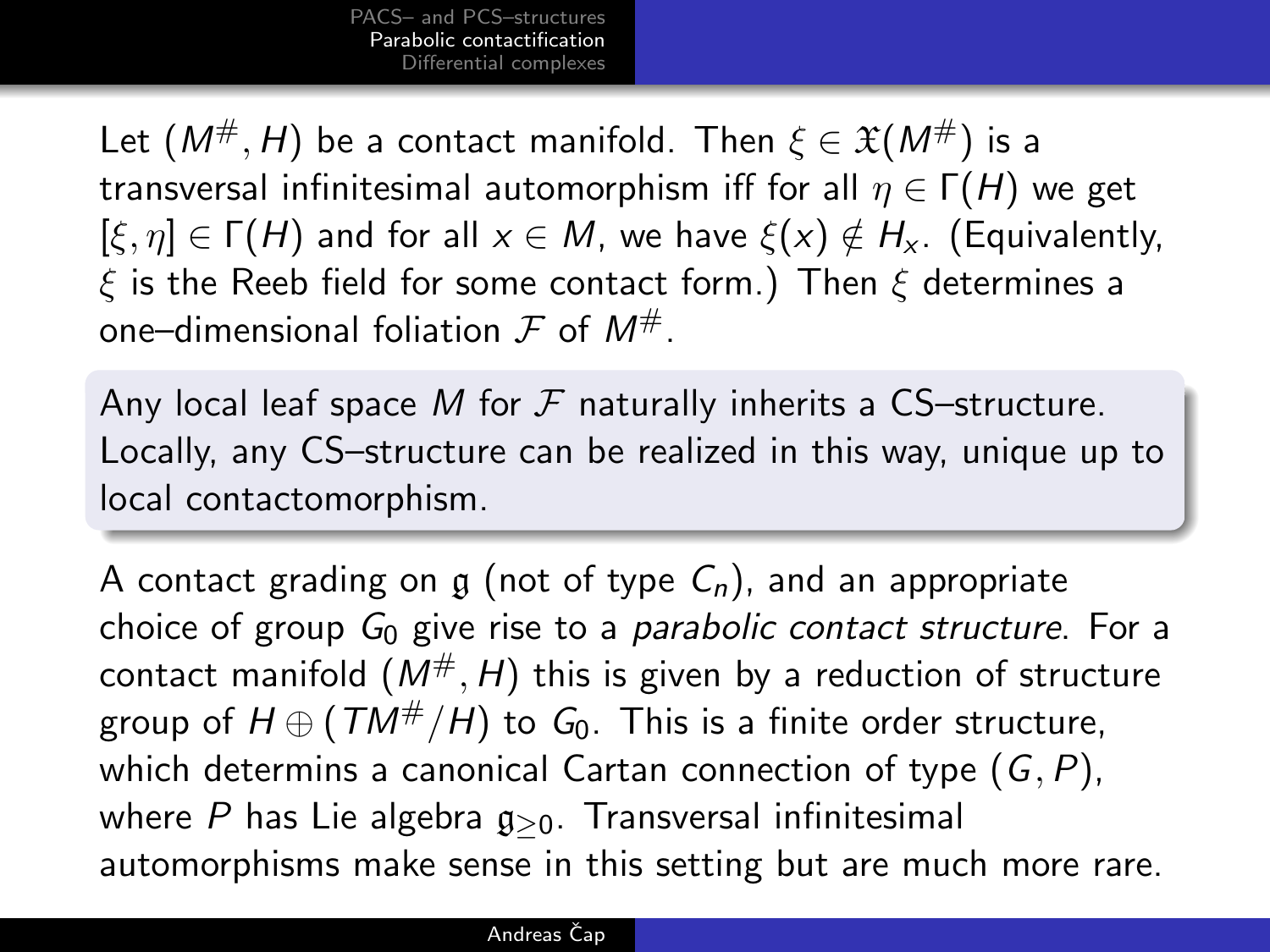Let $(M^\#, H)$ be a contact manifold. Then $\xi \in \mathfrak{X}(M^\#)$ is a transversal infinitesimal automorphism iff for all $\eta \in \Gamma(H)$ we get $[\xi, \eta] \in \Gamma(H)$ and for all $x \in M$, we have $\xi(x) \notin H_x$. (Equivalently, $\xi$ is the Reeb field for some contact form.) Then $\xi$ determines a one–dimensional foliation $\mathcal{F}$ of $M^\#$.

> Any local leaf space $M$ for $\mathcal{F}$ naturally inherits a CS–structure. Locally, any CS–structure can be realized in this way, unique up to local contactomorphism.

A contact grading on $\mathfrak{g}$ (not of type $C_n$), and an appropriate choice of group $G_0$ give rise to a *parabolic contact structure*. For a contact manifold $(M^\#, H)$ this is given by a reduction of structure group of $H \oplus (TM^\#/H)$ to $G_0$. This is a finite order structure, which determins a canonical Cartan connection of type $(G, P)$, where $P$ has Lie algebra $\mathfrak{g}_{\geq 0}$. Transversal infinitesimal automorphisms make sense in this setting but are much more rare.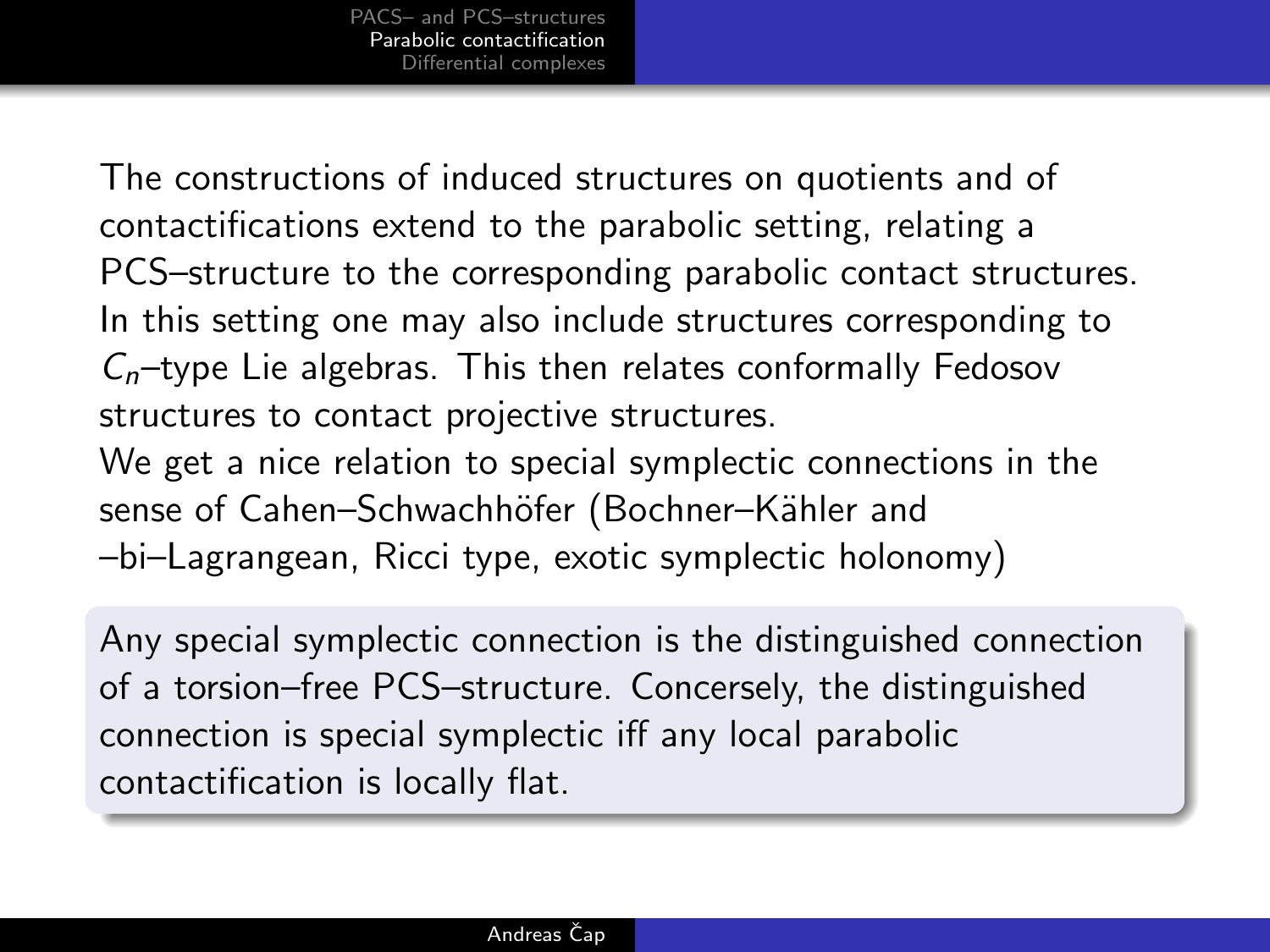The constructions of induced structures on quotients and of contactifications extend to the parabolic setting, relating a PCS–structure to the corresponding parabolic contact structures. In this setting one may also include structures corresponding to $C_n$–type Lie algebras. This then relates conformally Fedosov structures to contact projective structures.

We get a nice relation to special symplectic connections in the sense of Cahen–Schwachhöfer (Bochner–Kähler and –bi–Lagrangean, Ricci type, exotic symplectic holonomy)

Any special symplectic connection is the distinguished connection of a torsion–free PCS–structure. Concersely, the distinguished connection is special symplectic iff any local parabolic contactification is locally flat.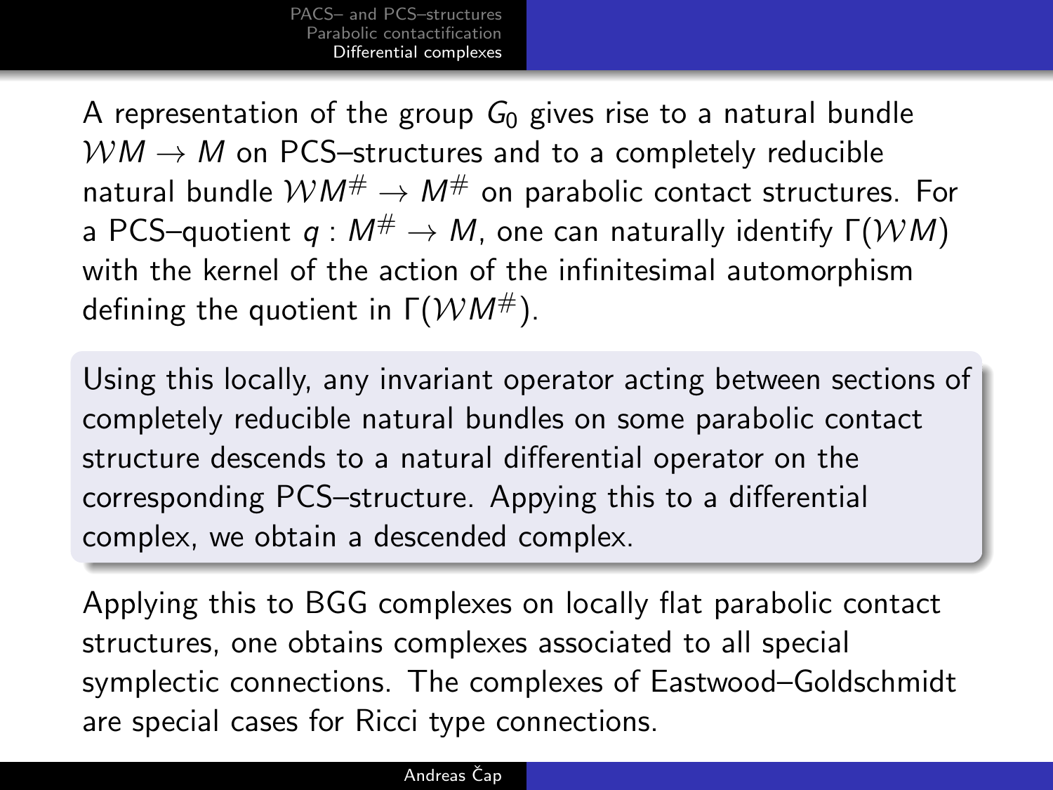A representation of the group $G_0$ gives rise to a natural bundle $\mathcal{W}M \to M$ on PCS–structures and to a completely reducible natural bundle $\mathcal{W}M^\# \to M^\#$ on parabolic contact structures. For a PCS–quotient $q : M^\# \to M$, one can naturally identify $\Gamma(\mathcal{W}M)$ with the kernel of the action of the infinitesimal automorphism defining the quotient in $\Gamma(\mathcal{W}M^\#)$.

Using this locally, any invariant operator acting between sections of completely reducible natural bundles on some parabolic contact structure descends to a natural differential operator on the corresponding PCS–structure. Appying this to a differential complex, we obtain a descended complex.

Applying this to BGG complexes on locally flat parabolic contact structures, one obtains complexes associated to all special symplectic connections. The complexes of Eastwood–Goldschmidt are special cases for Ricci type connections.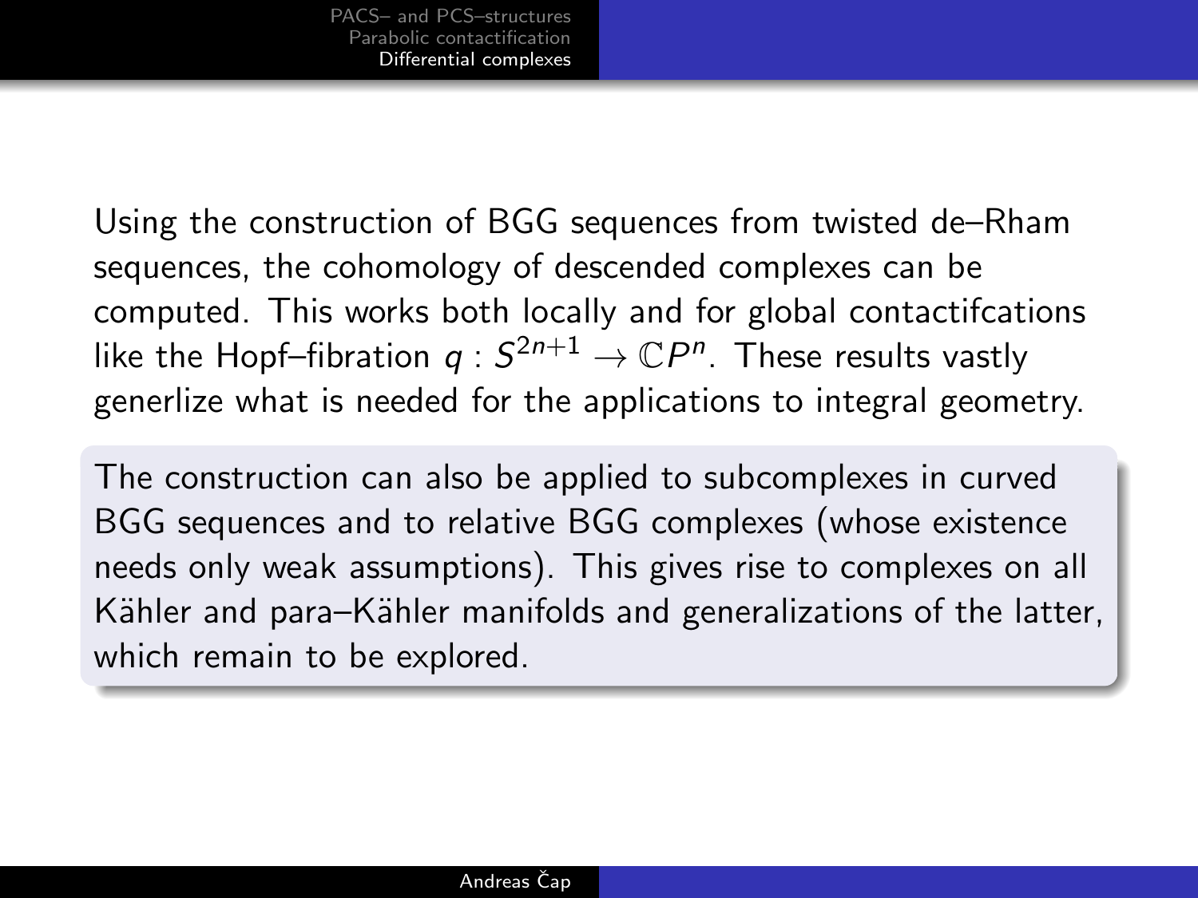Using the construction of BGG sequences from twisted de–Rham sequences, the cohomology of descended complexes can be computed. This works both locally and for global contactifcations like the Hopf–fibration $q : S^{2n+1} \to \mathbb{C}P^n$. These results vastly generlize what is needed for the applications to integral geometry.

The construction can also be applied to subcomplexes in curved BGG sequences and to relative BGG complexes (whose existence needs only weak assumptions). This gives rise to complexes on all Kähler and para–Kähler manifolds and generalizations of the latter, which remain to be explored.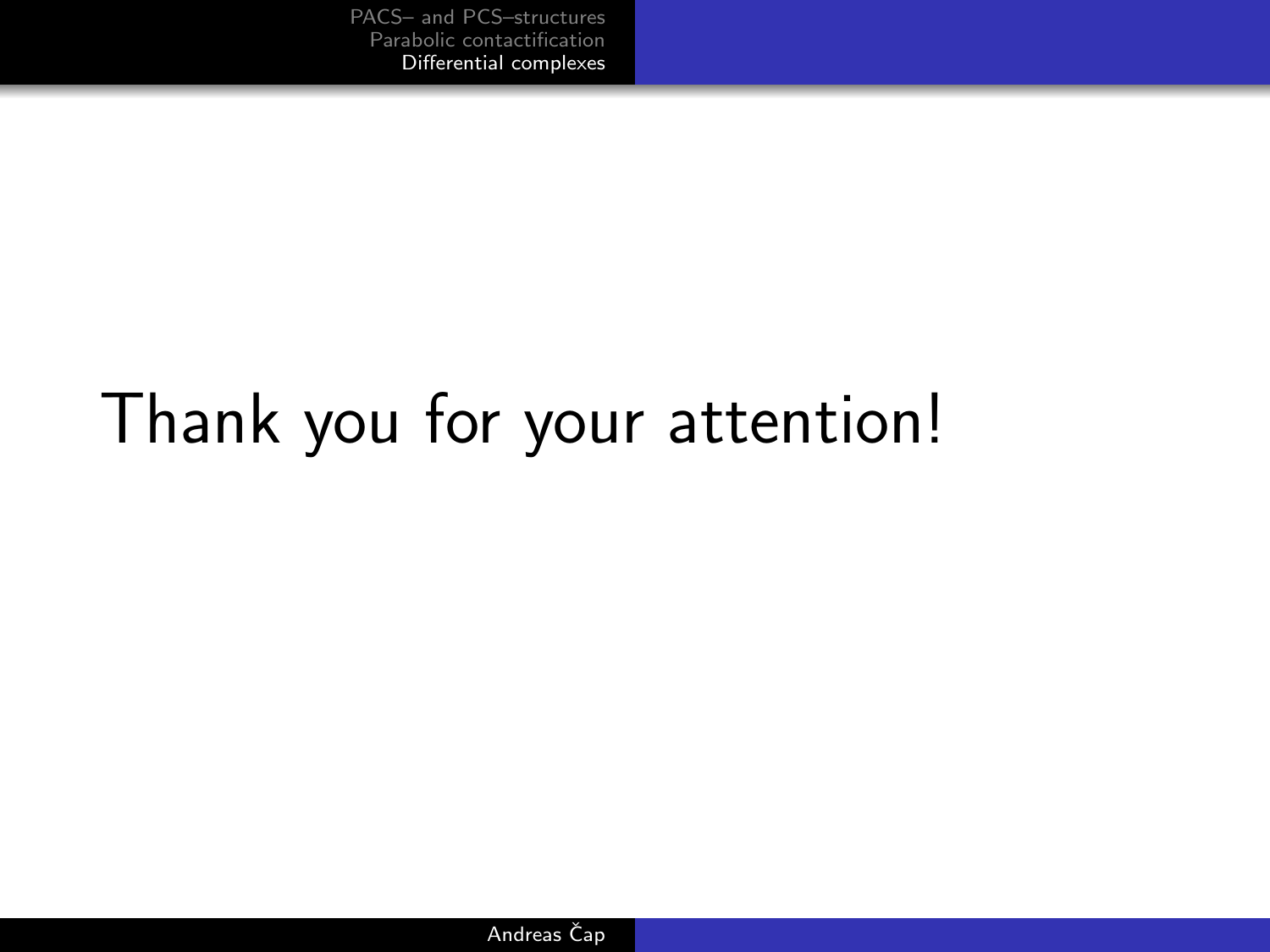Thank you for your attention!